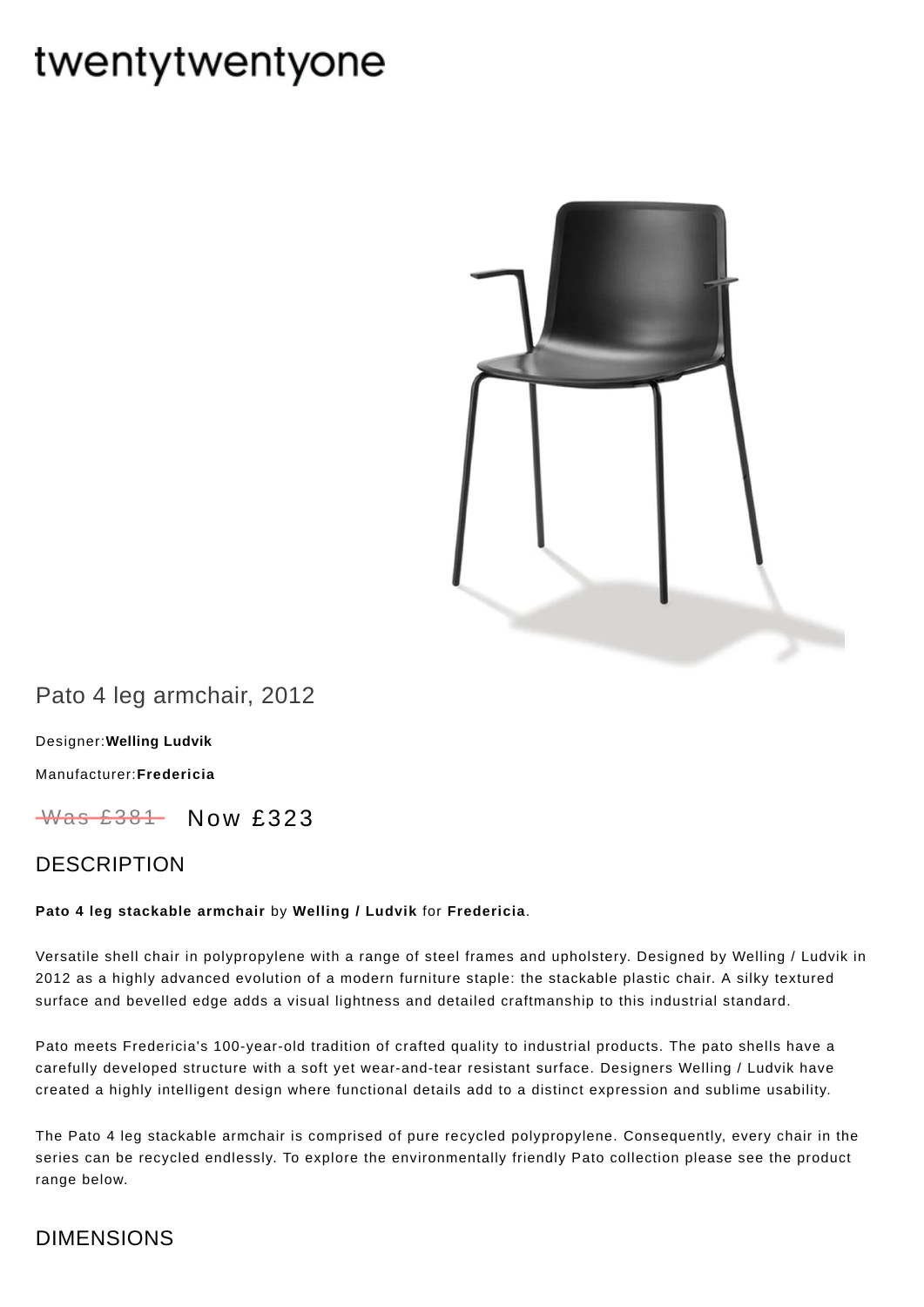twentytwentyone

# Pato 4 leg armchair, 2012

Designer:**Welling Ludvik**

Manufacturer:**Fredericia**

~~Was £381~~ Now £323

## DESCRIPTION

**Pato 4 leg stackable armchair** by **Welling / Ludvik** for **Fredericia**.

Versatile shell chair in polypropylene with a range of steel frames and upholstery. Designed by Welling / Ludvik in 2012 as a highly advanced evolution of a modern furniture staple: the stackable plastic chair. A silky textured surface and bevelled edge adds a visual lightness and detailed craftmanship to this industrial standard.

Pato meets Fredericia's 100-year-old tradition of crafted quality to industrial products. The pato shells have a carefully developed structure with a soft yet wear-and-tear resistant surface. Designers Welling / Ludvik have created a highly intelligent design where functional details add to a distinct expression and sublime usability.

The Pato 4 leg stackable armchair is comprised of pure recycled polypropylene. Consequently, every chair in the series can be recycled endlessly. To explore the environmentally friendly Pato collection please see the product range below.

## DIMENSIONS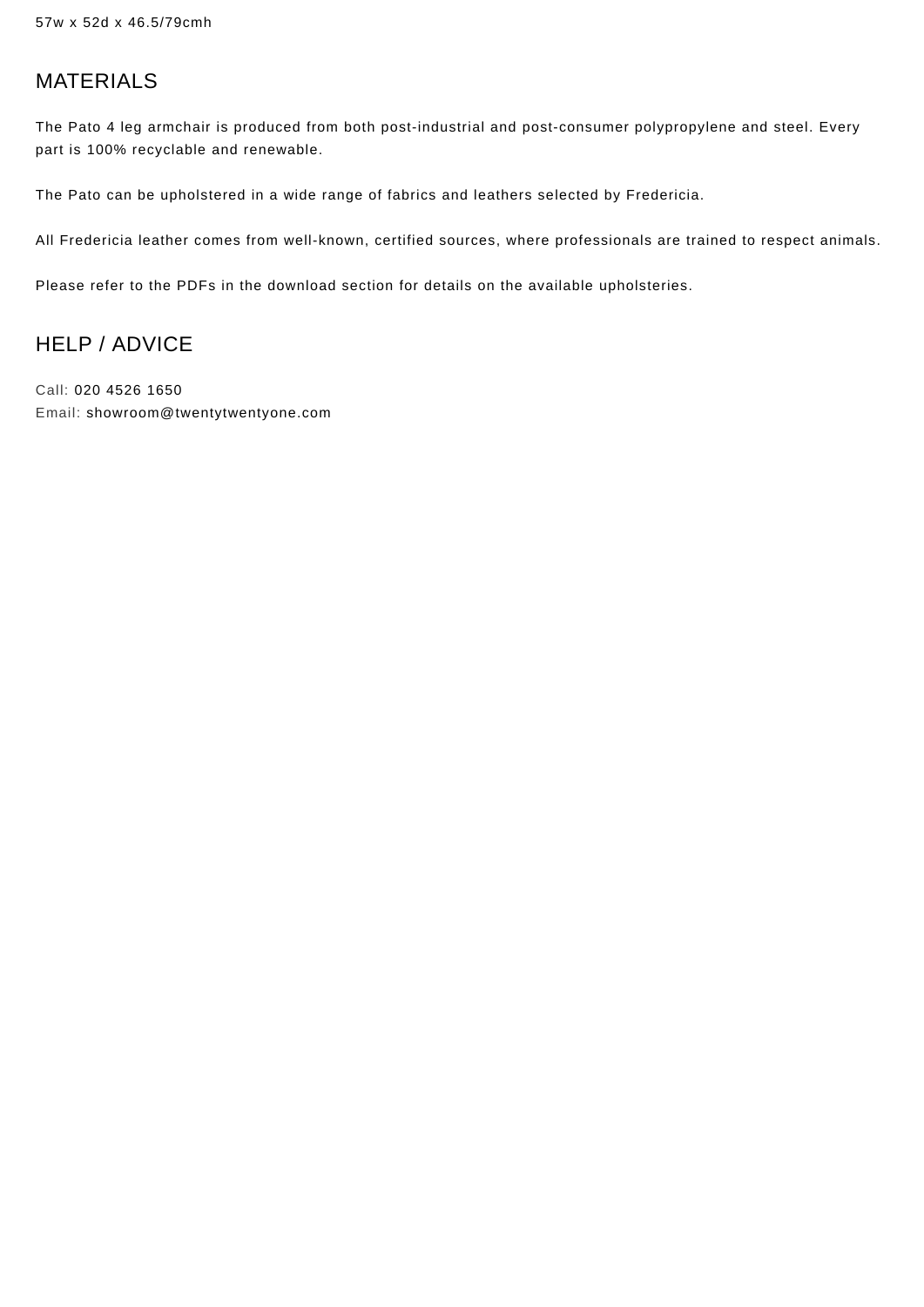57w x 52d x 46.5/79cmh

## MATERIALS

The Pato 4 leg armchair is produced from both post-industrial and post-consumer polypropylene and steel. Every part is 100% recyclable and renewable.

The Pato can be upholstered in a wide range of fabrics and leathers selected by Fredericia.

All Fredericia leather comes from well-known, certified sources, where professionals are trained to respect animals.

Please refer to the PDFs in the download section for details on the available upholsteries.

## HELP / ADVICE

Call: 020 4526 1650
Email: showroom@twentytwentyone.com